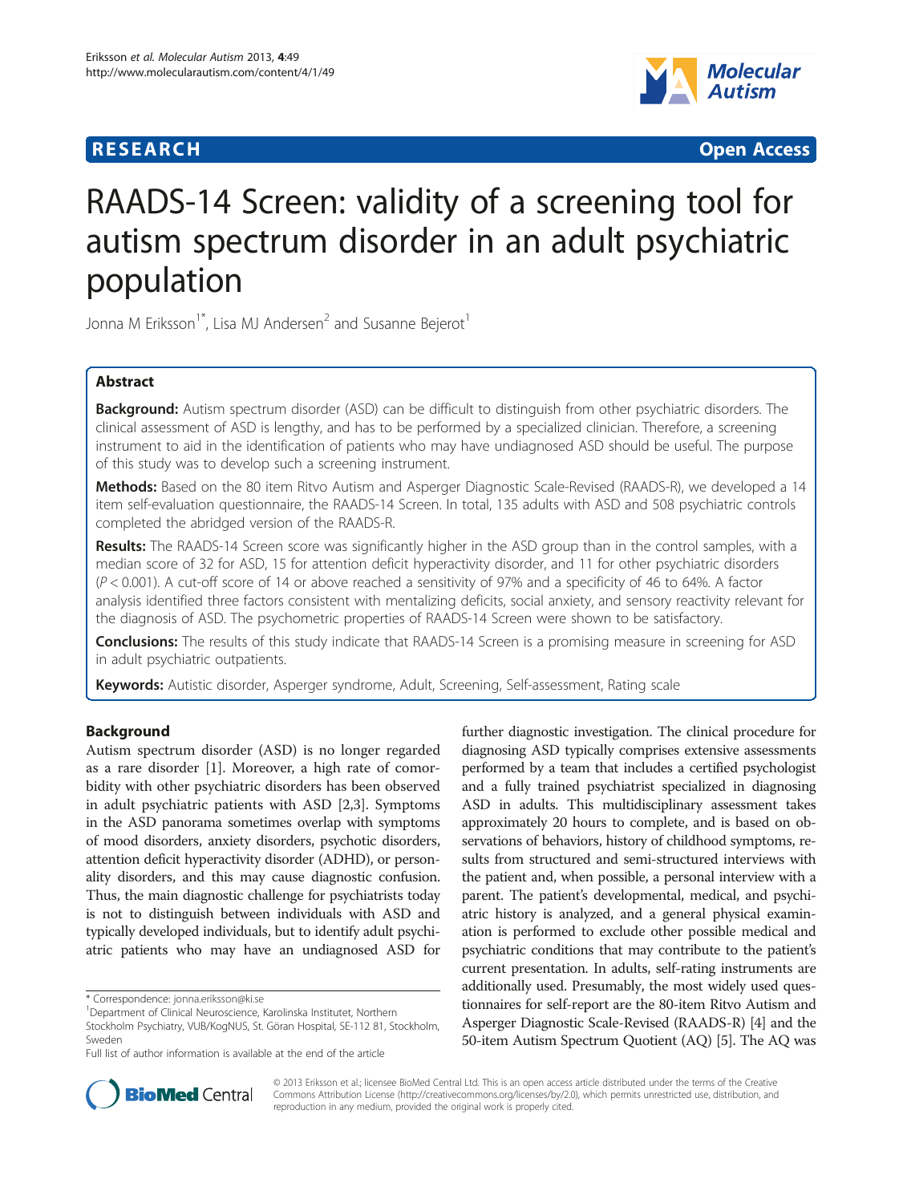**RESEARCH** **Open Access**

# RAADS-14 Screen: validity of a screening tool for autism spectrum disorder in an adult psychiatric population

Jonna M Eriksson[1*], Lisa MJ Andersen[2] and Susanne Bejerot[1]

## Abstract

**Background:** Autism spectrum disorder (ASD) can be difficult to distinguish from other psychiatric disorders. The clinical assessment of ASD is lengthy, and has to be performed by a specialized clinician. Therefore, a screening instrument to aid in the identification of patients who may have undiagnosed ASD should be useful. The purpose of this study was to develop such a screening instrument.

**Methods:** Based on the 80 item Ritvo Autism and Asperger Diagnostic Scale-Revised (RAADS-R), we developed a 14 item self-evaluation questionnaire, the RAADS-14 Screen. In total, 135 adults with ASD and 508 psychiatric controls completed the abridged version of the RAADS-R.

**Results:** The RAADS-14 Screen score was significantly higher in the ASD group than in the control samples, with a median score of 32 for ASD, 15 for attention deficit hyperactivity disorder, and 11 for other psychiatric disorders ($P < 0.001$). A cut-off score of 14 or above reached a sensitivity of 97% and a specificity of 46 to 64%. A factor analysis identified three factors consistent with mentalizing deficits, social anxiety, and sensory reactivity relevant for the diagnosis of ASD. The psychometric properties of RAADS-14 Screen were shown to be satisfactory.

**Conclusions:** The results of this study indicate that RAADS-14 Screen is a promising measure in screening for ASD in adult psychiatric outpatients.

**Keywords:** Autistic disorder, Asperger syndrome, Adult, Screening, Self-assessment, Rating scale

## Background

Autism spectrum disorder (ASD) is no longer regarded as a rare disorder [1]. Moreover, a high rate of comorbidity with other psychiatric disorders has been observed in adult psychiatric patients with ASD [2,3]. Symptoms in the ASD panorama sometimes overlap with symptoms of mood disorders, anxiety disorders, psychotic disorders, attention deficit hyperactivity disorder (ADHD), or personality disorders, and this may cause diagnostic confusion. Thus, the main diagnostic challenge for psychiatrists today is not to distinguish between individuals with ASD and typically developed individuals, but to identify adult psychiatric patients who may have an undiagnosed ASD for further diagnostic investigation. The clinical procedure for diagnosing ASD typically comprises extensive assessments performed by a team that includes a certified psychologist and a fully trained psychiatrist specialized in diagnosing ASD in adults. This multidisciplinary assessment takes approximately 20 hours to complete, and is based on observations of behaviors, history of childhood symptoms, results from structured and semi-structured interviews with the patient and, when possible, a personal interview with a parent. The patient's developmental, medical, and psychiatric history is analyzed, and a general physical examination is performed to exclude other possible medical and psychiatric conditions that may contribute to the patient's current presentation. In adults, self-rating instruments are additionally used. Presumably, the most widely used questionnaires for self-report are the 80-item Ritvo Autism and Asperger Diagnostic Scale-Revised (RAADS-R) [4] and the 50-item Autism Spectrum Quotient (AQ) [5]. The AQ was

\* Correspondence: jonna.eriksson@ki.se
[1]Department of Clinical Neuroscience, Karolinska Institutet, Northern Stockholm Psychiatry, VUB/KogNUS, St. Göran Hospital, SE-112 81, Stockholm, Sweden
Full list of author information is available at the end of the article

© 2013 Eriksson et al.; licensee BioMed Central Ltd. This is an open access article distributed under the terms of the Creative Commons Attribution License (http://creativecommons.org/licenses/by/2.0), which permits unrestricted use, distribution, and reproduction in any medium, provided the original work is properly cited.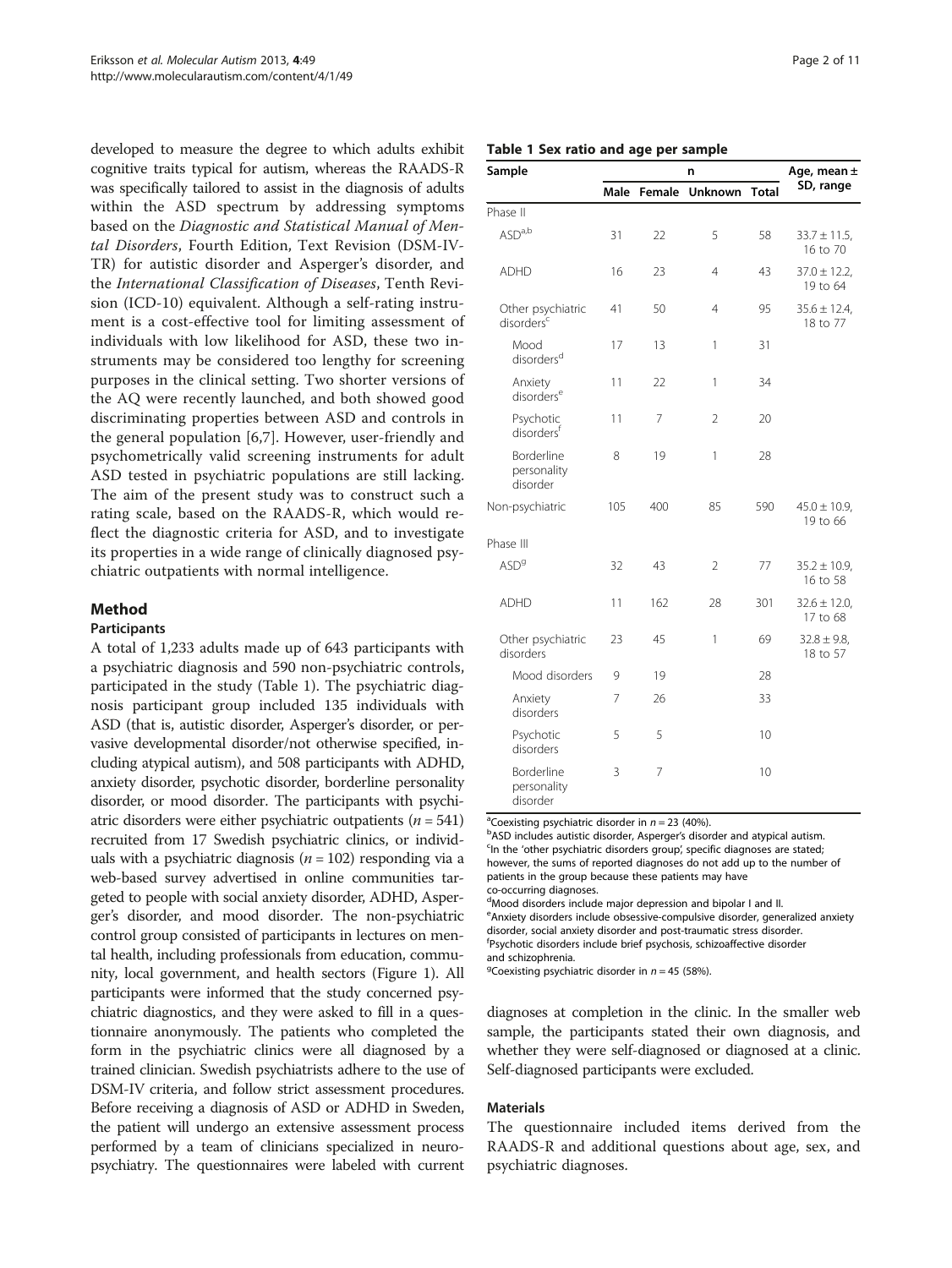developed to measure the degree to which adults exhibit cognitive traits typical for autism, whereas the RAADS-R was specifically tailored to assist in the diagnosis of adults within the ASD spectrum by addressing symptoms based on the *Diagnostic and Statistical Manual of Mental Disorders*, Fourth Edition, Text Revision (DSM-IV-TR) for autistic disorder and Asperger's disorder, and the *International Classification of Diseases*, Tenth Revision (ICD-10) equivalent. Although a self-rating instrument is a cost-effective tool for limiting assessment of individuals with low likelihood for ASD, these two instruments may be considered too lengthy for screening purposes in the clinical setting. Two shorter versions of the AQ were recently launched, and both showed good discriminating properties between ASD and controls in the general population [6,7]. However, user-friendly and psychometrically valid screening instruments for adult ASD tested in psychiatric populations are still lacking. The aim of the present study was to construct such a rating scale, based on the RAADS-R, which would reflect the diagnostic criteria for ASD, and to investigate its properties in a wide range of clinically diagnosed psychiatric outpatients with normal intelligence.

## Method

### Participants

A total of 1,233 adults made up of 643 participants with a psychiatric diagnosis and 590 non-psychiatric controls, participated in the study (Table 1). The psychiatric diagnosis participant group included 135 individuals with ASD (that is, autistic disorder, Asperger's disorder, or pervasive developmental disorder/not otherwise specified, including atypical autism), and 508 participants with ADHD, anxiety disorder, psychotic disorder, borderline personality disorder, or mood disorder. The participants with psychiatric disorders were either psychiatric outpatients ($n = 541$) recruited from 17 Swedish psychiatric clinics, or individuals with a psychiatric diagnosis ($n = 102$) responding via a web-based survey advertised in online communities targeted to people with social anxiety disorder, ADHD, Asperger's disorder, and mood disorder. The non-psychiatric control group consisted of participants in lectures on mental health, including professionals from education, community, local government, and health sectors (Figure 1). All participants were informed that the study concerned psychiatric diagnostics, and they were asked to fill in a questionnaire anonymously. The patients who completed the form in the psychiatric clinics were all diagnosed by a trained clinician. Swedish psychiatrists adhere to the use of DSM-IV criteria, and follow strict assessment procedures. Before receiving a diagnosis of ASD or ADHD in Sweden, the patient will undergo an extensive assessment process performed by a team of clinicians specialized in neuropsychiatry. The questionnaires were labeled with current diagnoses at completion in the clinic. In the smaller web sample, the participants stated their own diagnosis, and whether they were self-diagnosed or diagnosed at a clinic. Self-diagnosed participants were excluded.

**Table 1 Sex ratio and age per sample**

| Sample | n | | | | Age, mean ± SD, range |
|---|---|---|---|---|---|
| | Male | Female | Unknown | Total | |
| Phase II | | | | | |
| ASD[a,b] | 31 | 22 | 5 | 58 | 33.7 ± 11.5, 16 to 70 |
| ADHD | 16 | 23 | 4 | 43 | 37.0 ± 12.2, 19 to 64 |
| Other psychiatric disorders[c] | 41 | 50 | 4 | 95 | 35.6 ± 12.4, 18 to 77 |
| Mood disorders[d] | 17 | 13 | 1 | 31 | |
| Anxiety disorders[e] | 11 | 22 | 1 | 34 | |
| Psychotic disorders[f] | 11 | 7 | 2 | 20 | |
| Borderline personality disorder | 8 | 19 | 1 | 28 | |
| Non-psychiatric | 105 | 400 | 85 | 590 | 45.0 ± 10.9, 19 to 66 |
| Phase III | | | | | |
| ASD[g] | 32 | 43 | 2 | 77 | 35.2 ± 10.9, 16 to 58 |
| ADHD | 11 | 162 | 28 | 301 | 32.6 ± 12.0, 17 to 68 |
| Other psychiatric disorders | 23 | 45 | 1 | 69 | 32.8 ± 9.8, 18 to 57 |
| Mood disorders | 9 | 19 | | 28 | |
| Anxiety disorders | 7 | 26 | | 33 | |
| Psychotic disorders | 5 | 5 | | 10 | |
| Borderline personality disorder | 3 | 7 | | 10 | |

[a]Coexisting psychiatric disorder in $n = 23$ (40%).
[b]ASD includes autistic disorder, Asperger's disorder and atypical autism.
[c]In the 'other psychiatric disorders group', specific diagnoses are stated; however, the sums of reported diagnoses do not add up to the number of patients in the group because these patients may have co-occurring diagnoses.
[d]Mood disorders include major depression and bipolar I and II.
[e]Anxiety disorders include obsessive-compulsive disorder, generalized anxiety disorder, social anxiety disorder and post-traumatic stress disorder.
[f]Psychotic disorders include brief psychosis, schizoaffective disorder and schizophrenia.
[g]Coexisting psychiatric disorder in $n = 45$ (58%).

### Materials

The questionnaire included items derived from the RAADS-R and additional questions about age, sex, and psychiatric diagnoses.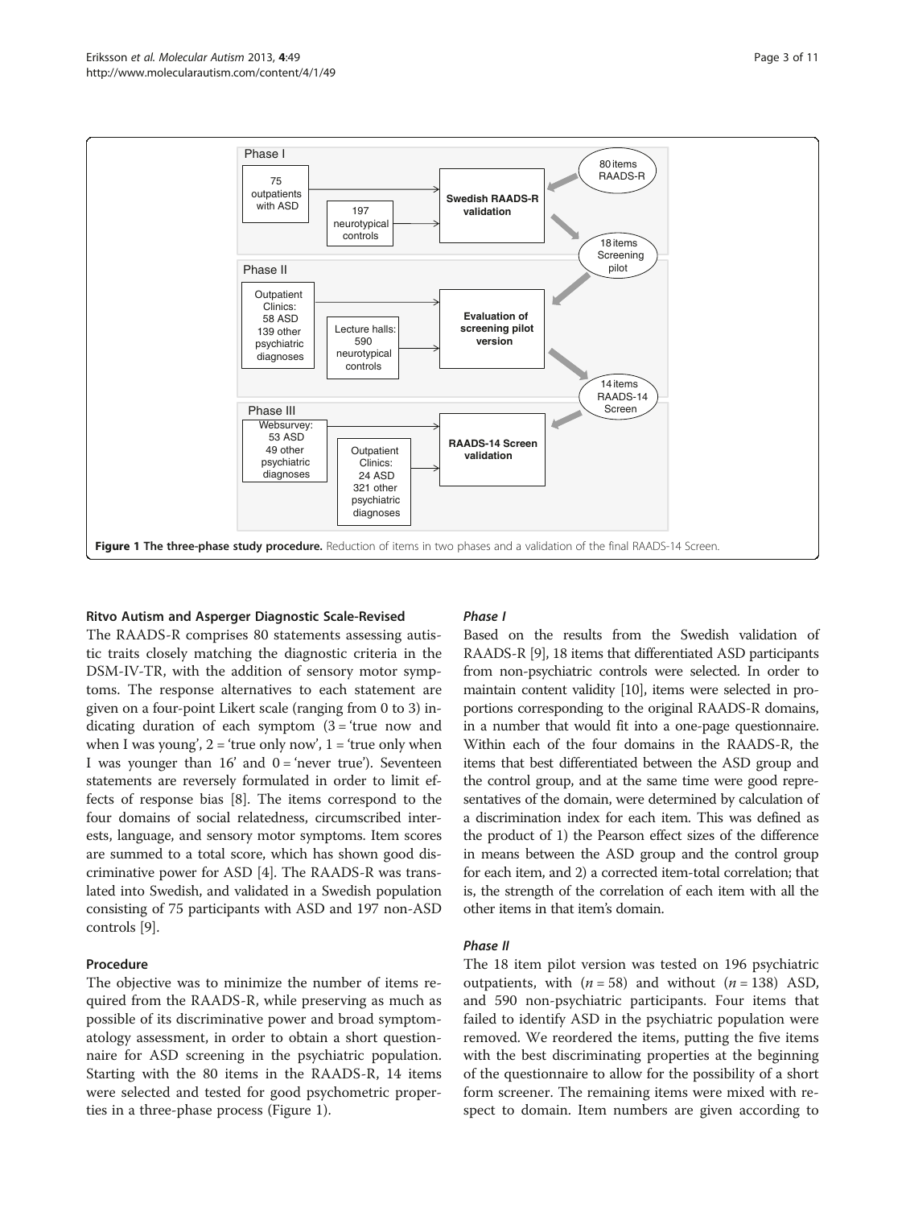Figure 1 The three-phase study procedure. Reduction of items in two phases and a validation of the final RAADS-14 Screen.

### Ritvo Autism and Asperger Diagnostic Scale-Revised

The RAADS-R comprises 80 statements assessing autistic traits closely matching the diagnostic criteria in the DSM-IV-TR, with the addition of sensory motor symptoms. The response alternatives to each statement are given on a four-point Likert scale (ranging from 0 to 3) indicating duration of each symptom (3 = 'true now and when I was young', 2 = 'true only now', 1 = 'true only when I was younger than 16' and 0 = 'never true'). Seventeen statements are reversely formulated in order to limit effects of response bias [8]. The items correspond to the four domains of social relatedness, circumscribed interests, language, and sensory motor symptoms. Item scores are summed to a total score, which has shown good discriminative power for ASD [4]. The RAADS-R was translated into Swedish, and validated in a Swedish population consisting of 75 participants with ASD and 197 non-ASD controls [9].

### Procedure

The objective was to minimize the number of items required from the RAADS-R, while preserving as much as possible of its discriminative power and broad symptomatology assessment, in order to obtain a short questionnaire for ASD screening in the psychiatric population. Starting with the 80 items in the RAADS-R, 14 items were selected and tested for good psychometric properties in a three-phase process (Figure 1).

#### *Phase I*

Based on the results from the Swedish validation of RAADS-R [9], 18 items that differentiated ASD participants from non-psychiatric controls were selected. In order to maintain content validity [10], items were selected in proportions corresponding to the original RAADS-R domains, in a number that would fit into a one-page questionnaire. Within each of the four domains in the RAADS-R, the items that best differentiated between the ASD group and the control group, and at the same time were good representatives of the domain, were determined by calculation of a discrimination index for each item. This was defined as the product of 1) the Pearson effect sizes of the difference in means between the ASD group and the control group for each item, and 2) a corrected item-total correlation; that is, the strength of the correlation of each item with all the other items in that item's domain.

#### *Phase II*

The 18 item pilot version was tested on 196 psychiatric outpatients, with ($n = 58$) and without ($n = 138$) ASD, and 590 non-psychiatric participants. Four items that failed to identify ASD in the psychiatric population were removed. We reordered the items, putting the five items with the best discriminating properties at the beginning of the questionnaire to allow for the possibility of a short form screener. The remaining items were mixed with respect to domain. Item numbers are given according to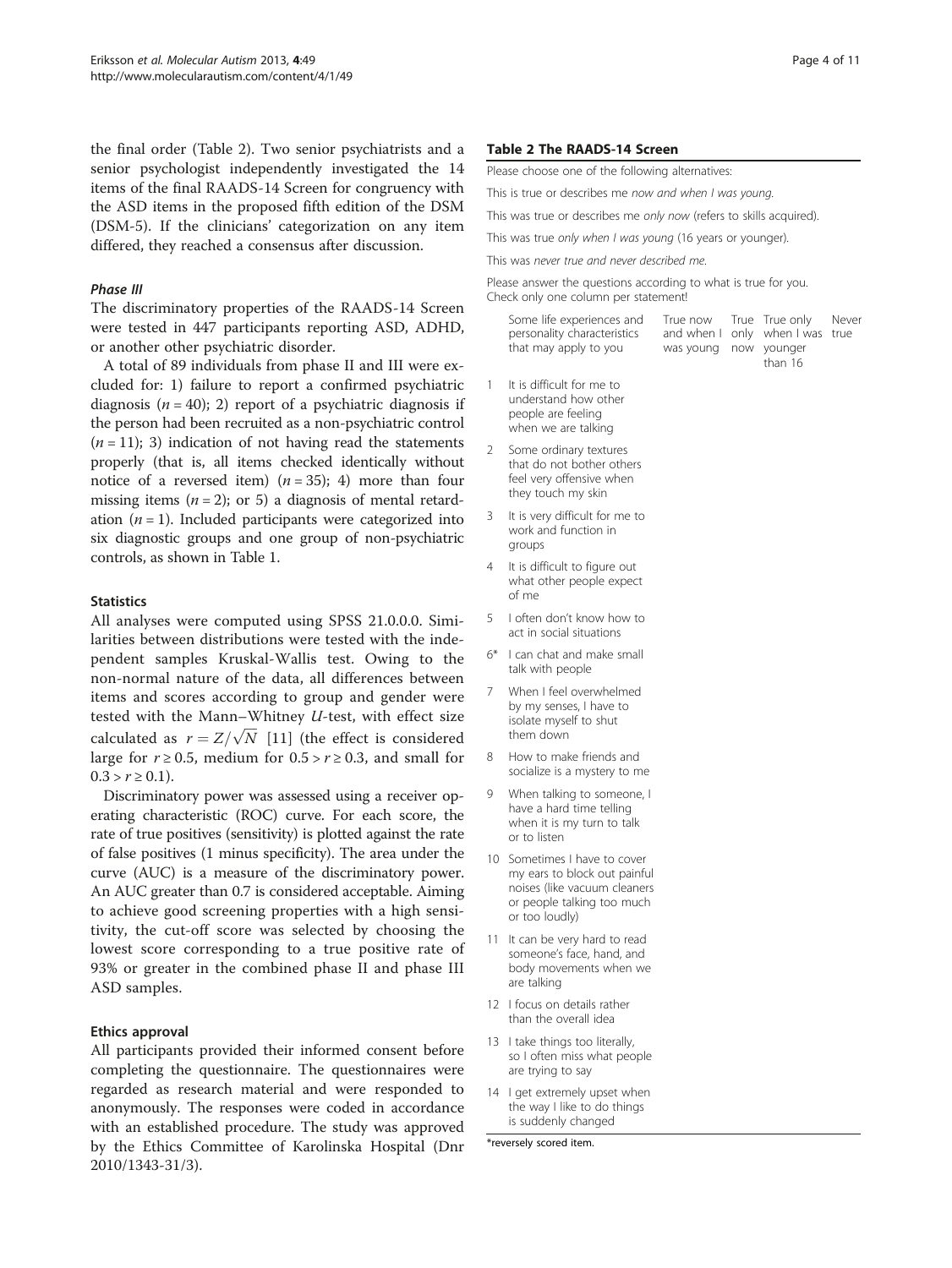the final order (Table 2). Two senior psychiatrists and a senior psychologist independently investigated the 14 items of the final RAADS-14 Screen for congruency with the ASD items in the proposed fifth edition of the DSM (DSM-5). If the clinicians' categorization on any item differed, they reached a consensus after discussion.

#### Phase III

The discriminatory properties of the RAADS-14 Screen were tested in 447 participants reporting ASD, ADHD, or another other psychiatric disorder.

A total of 89 individuals from phase II and III were excluded for: 1) failure to report a confirmed psychiatric diagnosis ($n = 40$); 2) report of a psychiatric diagnosis if the person had been recruited as a non-psychiatric control ($n = 11$); 3) indication of not having read the statements properly (that is, all items checked identically without notice of a reversed item) ($n = 35$); 4) more than four missing items ($n = 2$); or 5) a diagnosis of mental retardation ($n = 1$). Included participants were categorized into six diagnostic groups and one group of non-psychiatric controls, as shown in Table 1.

### Statistics

All analyses were computed using SPSS 21.0.0.0. Similarities between distributions were tested with the independent samples Kruskal-Wallis test. Owing to the non-normal nature of the data, all differences between items and scores according to group and gender were tested with the Mann–Whitney *U*-test, with effect size calculated as $r = Z/\sqrt{N}$ [11] (the effect is considered large for $r \geq 0.5$, medium for $0.5 > r \geq 0.3$, and small for $0.3 > r \geq 0.1$).

Discriminatory power was assessed using a receiver operating characteristic (ROC) curve. For each score, the rate of true positives (sensitivity) is plotted against the rate of false positives (1 minus specificity). The area under the curve (AUC) is a measure of the discriminatory power. An AUC greater than 0.7 is considered acceptable. Aiming to achieve good screening properties with a high sensitivity, the cut-off score was selected by choosing the lowest score corresponding to a true positive rate of 93% or greater in the combined phase II and phase III ASD samples.

### Ethics approval

All participants provided their informed consent before completing the questionnaire. The questionnaires were regarded as research material and were responded to anonymously. The responses were coded in accordance with an established procedure. The study was approved by the Ethics Committee of Karolinska Hospital (Dnr 2010/1343-31/3).

**Table 2 The RAADS-14 Screen**

Please choose one of the following alternatives:

This is true or describes me *now and when I was young*.

This was true or describes me *only now* (refers to skills acquired).

This was true *only when I was young* (16 years or younger).

This was *never true and never described me*.

Please answer the questions according to what is true for you. Check only one column per statement!

| | Some life experiences and personality characteristics that may apply to you | True now and when I was young | True only now | True only when I was younger than 16 | Never true |
|---|---|---|---|---|---|
| 1 | It is difficult for me to understand how other people are feeling when we are talking | | | | |
| 2 | Some ordinary textures that do not bother others feel very offensive when they touch my skin | | | | |
| 3 | It is very difficult for me to work and function in groups | | | | |
| 4 | It is difficult to figure out what other people expect of me | | | | |
| 5 | I often don't know how to act in social situations | | | | |
| 6* | I can chat and make small talk with people | | | | |
| 7 | When I feel overwhelmed by my senses, I have to isolate myself to shut them down | | | | |
| 8 | How to make friends and socialize is a mystery to me | | | | |
| 9 | When talking to someone, I have a hard time telling when it is my turn to talk or to listen | | | | |
| 10 | Sometimes I have to cover my ears to block out painful noises (like vacuum cleaners or people talking too much or too loudly) | | | | |
| 11 | It can be very hard to read someone's face, hand, and body movements when we are talking | | | | |
| 12 | I focus on details rather than the overall idea | | | | |
| 13 | I take things too literally, so I often miss what people are trying to say | | | | |
| 14 | I get extremely upset when the way I like to do things is suddenly changed | | | | |

*reversely scored item.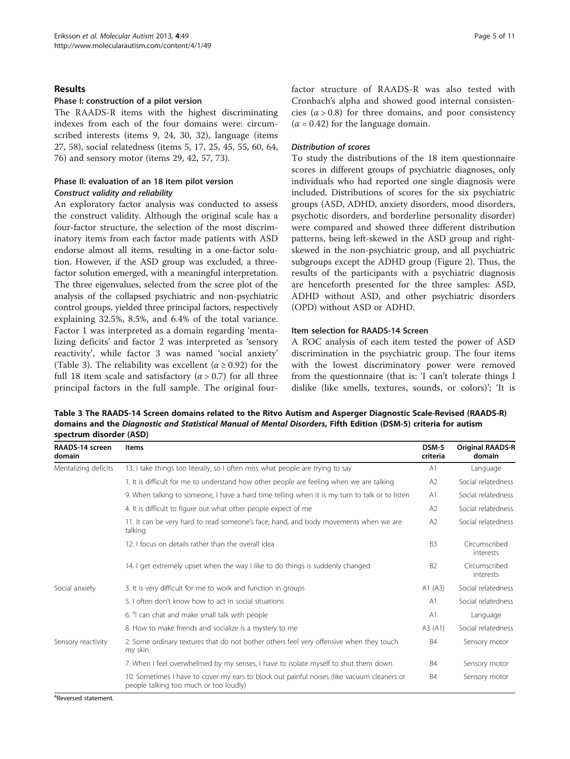## Results

### Phase I: construction of a pilot version

The RAADS-R items with the highest discriminating indexes from each of the four domains were: circumscribed interests (items 9, 24, 30, 32), language (items 27, 58), social relatedness (items 5, 17, 25, 45, 55, 60, 64, 76) and sensory motor (items 29, 42, 57, 73).

### Phase II: evaluation of an 18 item pilot version

#### *Construct validity and reliability*

An exploratory factor analysis was conducted to assess the construct validity. Although the original scale has a four-factor structure, the selection of the most discriminatory items from each factor made patients with ASD endorse almost all items, resulting in a one-factor solution. However, if the ASD group was excluded, a three-factor solution emerged, with a meaningful interpretation. The three eigenvalues, selected from the scree plot of the analysis of the collapsed psychiatric and non-psychiatric control groups, yielded three principal factors, respectively explaining 32.5%, 8.5%, and 6.4% of the total variance. Factor 1 was interpreted as a domain regarding 'mentalizing deficits' and factor 2 was interpreted as 'sensory reactivity', while factor 3 was named 'social anxiety' (Table 3). The reliability was excellent ($\alpha \geq 0.92$) for the full 18 item scale and satisfactory ($\alpha > 0.7$) for all three principal factors in the full sample. The original four-factor structure of RAADS-R was also tested with Cronbach's alpha and showed good internal consistencies ($\alpha > 0.8$) for three domains, and poor consistency ($\alpha = 0.42$) for the language domain.

#### *Distribution of scores*

To study the distributions of the 18 item questionnaire scores in different groups of psychiatric diagnoses, only individuals who had reported one single diagnosis were included. Distributions of scores for the six psychiatric groups (ASD, ADHD, anxiety disorders, mood disorders, psychotic disorders, and borderline personality disorder) were compared and showed three different distribution patterns, being left-skewed in the ASD group and right-skewed in the non-psychiatric group, and all psychiatric subgroups except the ADHD group (Figure 2). Thus, the results of the participants with a psychiatric diagnosis are henceforth presented for the three samples: ASD, ADHD without ASD, and other psychiatric disorders (OPD) without ASD or ADHD.

#### Item selection for RAADS-14 Screen

A ROC analysis of each item tested the power of ASD discrimination in the psychiatric group. The four items with the lowest discriminatory power were removed from the questionnaire (that is: 'I can't tolerate things I dislike (like smells, textures, sounds, or colors)'; 'It is

**Table 3 The RAADS-14 Screen domains related to the Ritvo Autism and Asperger Diagnostic Scale-Revised (RAADS-R) domains and the *Diagnostic and Statistical Manual of Mental Disorders,* Fifth Edition (DSM-5) criteria for autism spectrum disorder (ASD)**

| RAADS-14 screen domain | Items | DSM-5 criteria | Original RAADS-R domain |
|---|---|---|---|
| Mentalizing deficits | 13. I take things too literally, so I often miss what people are trying to say | A1 | Language |
| | 1. It is difficult for me to understand how other people are feeling when we are talking | A2 | Social relatedness |
| | 9. When talking to someone, I have a hard time telling when it is my turn to talk or to listen | A1 | Social relatedness |
| | 4. It is difficult to figure out what other people expect of me | A2 | Social relatedness |
| | 11. It can be very hard to read someone's face, hand, and body movements when we are talking | A2 | Social relatedness |
| | 12. I focus on details rather than the overall idea | B3 | Circumscribed interests |
| | 14. I get extremely upset when the way I like to do things is suddenly changed | B2 | Circumscribed interests |
| Social anxiety | 3. It is very difficult for me to work and function in groups | A1 (A3) | Social relatedness |
| | 5. I often don't know how to act in social situations | A1 | Social relatedness |
| | 6. [a]I can chat and make small talk with people | A1 | Language |
| | 8. How to make friends and socialize is a mystery to me | A3 (A1) | Social relatedness |
| Sensory reactivity | 2. Some ordinary textures that do not bother others feel very offensive when they touch my skin | B4 | Sensory motor |
| | 7. When I feel overwhelmed by my senses, I have to isolate myself to shut them down | B4 | Sensory motor |
| | 10. Sometimes I have to cover my ears to block out painful noises (like vacuum cleaners or people talking too much or too loudly) | B4 | Sensory motor |

[a]Reversed statement.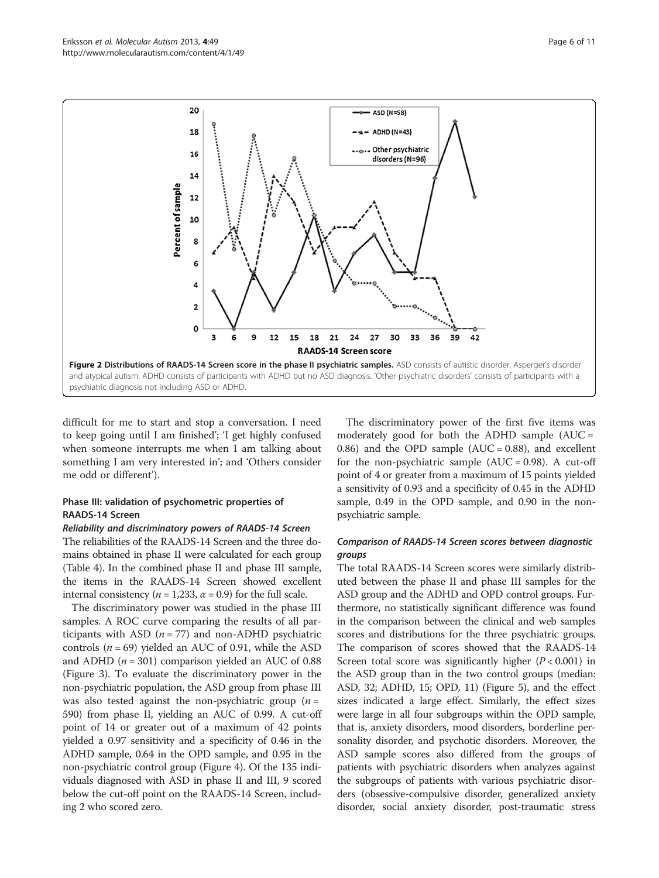Figure 2 Distributions of RAADS-14 Screen score in the phase II psychiatric samples. ASD consists of autistic disorder, Asperger's disorder and atypical autism. ADHD consists of participants with ADHD but no ASD diagnosis. 'Other psychiatric disorders' consists of participants with a psychiatric diagnosis not including ASD or ADHD.

difficult for me to start and stop a conversation. I need to keep going until I am finished'; 'I get highly confused when someone interrupts me when I am talking about something I am very interested in'; and 'Others consider me odd or different').

### Phase III: validation of psychometric properties of RAADS-14 Screen

#### *Reliability and discriminatory powers of RAADS-14 Screen*

The reliabilities of the RAADS-14 Screen and the three domains obtained in phase II were calculated for each group (Table 4). In the combined phase II and phase III sample, the items in the RAADS-14 Screen showed excellent internal consistency ($n = 1{,}233$, $\alpha = 0.9$) for the full scale.

The discriminatory power was studied in the phase III samples. A ROC curve comparing the results of all participants with ASD ($n = 77$) and non-ADHD psychiatric controls ($n = 69$) yielded an AUC of 0.91, while the ASD and ADHD ($n = 301$) comparison yielded an AUC of 0.88 (Figure 3). To evaluate the discriminatory power in the non-psychiatric population, the ASD group from phase III was also tested against the non-psychiatric group ($n = 590$) from phase II, yielding an AUC of 0.99. A cut-off point of 14 or greater out of a maximum of 42 points yielded a 0.97 sensitivity and a specificity of 0.46 in the ADHD sample, 0.64 in the OPD sample, and 0.95 in the non-psychiatric control group (Figure 4). Of the 135 individuals diagnosed with ASD in phase II and III, 9 scored below the cut-off point on the RAADS-14 Screen, including 2 who scored zero.

The discriminatory power of the first five items was moderately good for both the ADHD sample (AUC = 0.86) and the OPD sample (AUC = 0.88), and excellent for the non-psychiatric sample (AUC = 0.98). A cut-off point of 4 or greater from a maximum of 15 points yielded a sensitivity of 0.93 and a specificity of 0.45 in the ADHD sample, 0.49 in the OPD sample, and 0.90 in the non-psychiatric sample.

#### *Comparison of RAADS-14 Screen scores between diagnostic groups*

The total RAADS-14 Screen scores were similarly distributed between the phase II and phase III samples for the ASD group and the ADHD and OPD control groups. Furthermore, no statistically significant difference was found in the comparison between the clinical and web samples scores and distributions for the three psychiatric groups. The comparison of scores showed that the RAADS-14 Screen total score was significantly higher ($P < 0.001$) in the ASD group than in the two control groups (median: ASD, 32; ADHD, 15; OPD, 11) (Figure 5), and the effect sizes indicated a large effect. Similarly, the effect sizes were large in all four subgroups within the OPD sample, that is, anxiety disorders, mood disorders, borderline personality disorder, and psychotic disorders. Moreover, the ASD sample scores also differed from the groups of patients with psychiatric disorders when analyzes against the subgroups of patients with various psychiatric disorders (obsessive-compulsive disorder, generalized anxiety disorder, social anxiety disorder, post-traumatic stress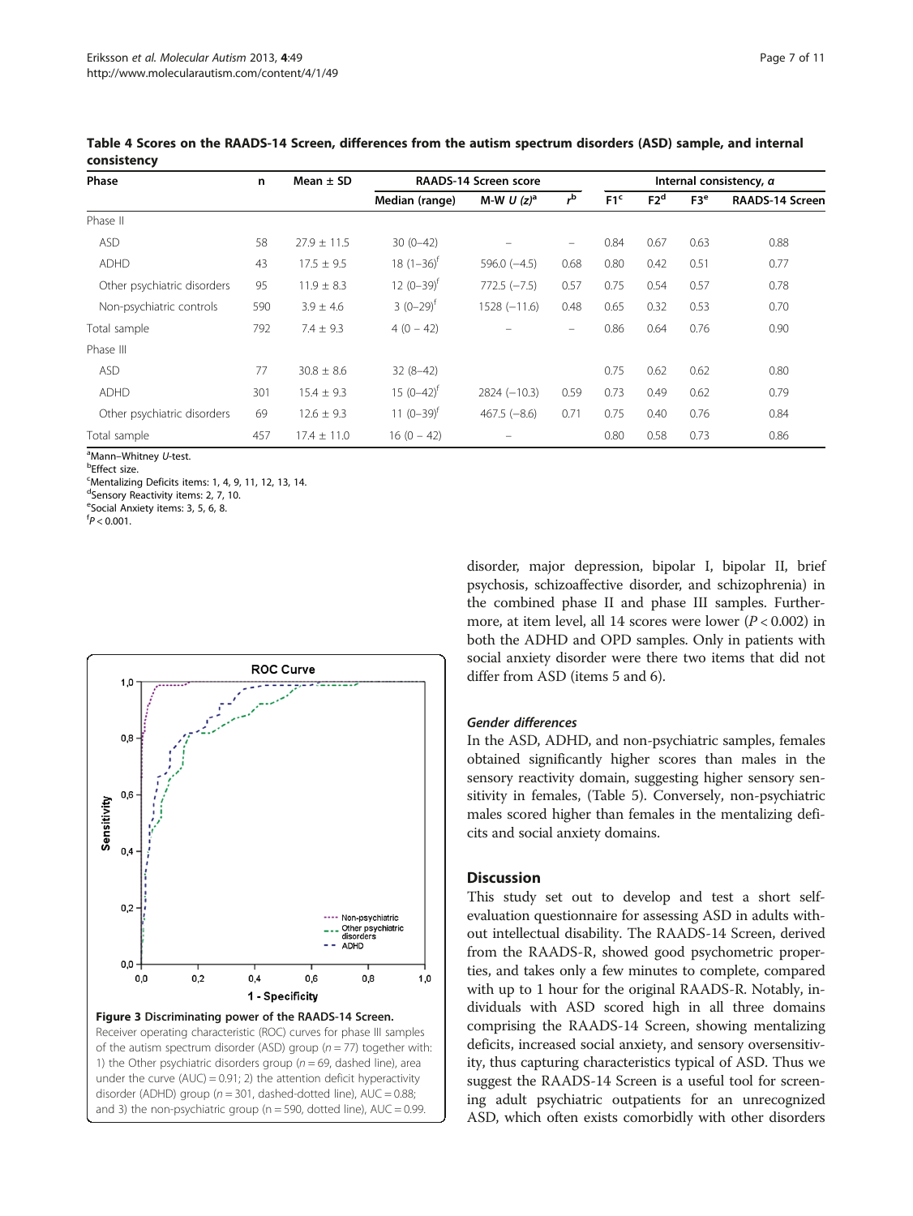**Table 4 Scores on the RAADS-14 Screen, differences from the autism spectrum disorders (ASD) sample, and internal consistency**

| Phase | n | Mean ± SD | RAADS-14 Screen score | | | Internal consistency, α | | | |
|---|---|---|---|---|---|---|---|---|---|
| | | | Median (range) | M-W *U* (*z*)[a] | *r*[b] | F1[c] | F2[d] | F3[e] | RAADS-14 Screen |
| Phase II | | | | | | | | | |
| ASD | 58 | 27.9 ± 11.5 | 30 (0–42) | – | – | 0.84 | 0.67 | 0.63 | 0.88 |
| ADHD | 43 | 17.5 ± 9.5 | 18 (1–36)[f] | 596.0 (−4.5) | 0.68 | 0.80 | 0.42 | 0.51 | 0.77 |
| Other psychiatric disorders | 95 | 11.9 ± 8.3 | 12 (0–39)[f] | 772.5 (−7.5) | 0.57 | 0.75 | 0.54 | 0.57 | 0.78 |
| Non-psychiatric controls | 590 | 3.9 ± 4.6 | 3 (0–29)[f] | 1528 (−11.6) | 0.48 | 0.65 | 0.32 | 0.53 | 0.70 |
| Total sample | 792 | 7.4 ± 9.3 | 4 (0 – 42) | – | – | 0.86 | 0.64 | 0.76 | 0.90 |
| Phase III | | | | | | | | | |
| ASD | 77 | 30.8 ± 8.6 | 32 (8–42) | | | 0.75 | 0.62 | 0.62 | 0.80 |
| ADHD | 301 | 15.4 ± 9.3 | 15 (0–42)[f] | 2824 (−10.3) | 0.59 | 0.73 | 0.49 | 0.62 | 0.79 |
| Other psychiatric disorders | 69 | 12.6 ± 9.3 | 11 (0–39)[f] | 467.5 (−8.6) | 0.71 | 0.75 | 0.40 | 0.76 | 0.84 |
| Total sample | 457 | 17.4 ± 11.0 | 16 (0 – 42) | – | | 0.80 | 0.58 | 0.73 | 0.86 |

[a]Mann–Whitney *U*-test.
[b]Effect size.
[c]Mentalizing Deficits items: 1, 4, 9, 11, 12, 13, 14.
[d]Sensory Reactivity items: 2, 7, 10.
[e]Social Anxiety items: 3, 5, 6, 8.
[f]$P < 0.001$.

**Figure 3 Discriminating power of the RAADS-14 Screen.** Receiver operating characteristic (ROC) curves for phase III samples of the autism spectrum disorder (ASD) group ($n = 77$) together with: 1) the Other psychiatric disorders group ($n = 69$, dashed line), area under the curve (AUC) = 0.91; 2) the attention deficit hyperactivity disorder (ADHD) group ($n = 301$, dashed-dotted line), AUC = 0.88; and 3) the non-psychiatric group (n = 590, dotted line), AUC = 0.99.

disorder, major depression, bipolar I, bipolar II, brief psychosis, schizoaffective disorder, and schizophrenia) in the combined phase II and phase III samples. Furthermore, at item level, all 14 scores were lower ($P < 0.002$) in both the ADHD and OPD samples. Only in patients with social anxiety disorder were there two items that did not differ from ASD (items 5 and 6).

### Gender differences

In the ASD, ADHD, and non-psychiatric samples, females obtained significantly higher scores than males in the sensory reactivity domain, suggesting higher sensory sensitivity in females, (Table 5). Conversely, non-psychiatric males scored higher than females in the mentalizing deficits and social anxiety domains.

## Discussion

This study set out to develop and test a short self-evaluation questionnaire for assessing ASD in adults without intellectual disability. The RAADS-14 Screen, derived from the RAADS-R, showed good psychometric properties, and takes only a few minutes to complete, compared with up to 1 hour for the original RAADS-R. Notably, individuals with ASD scored high in all three domains comprising the RAADS-14 Screen, showing mentalizing deficits, increased social anxiety, and sensory oversensitivity, thus capturing characteristics typical of ASD. Thus we suggest the RAADS-14 Screen is a useful tool for screening adult psychiatric outpatients for an unrecognized ASD, which often exists comorbidly with other disorders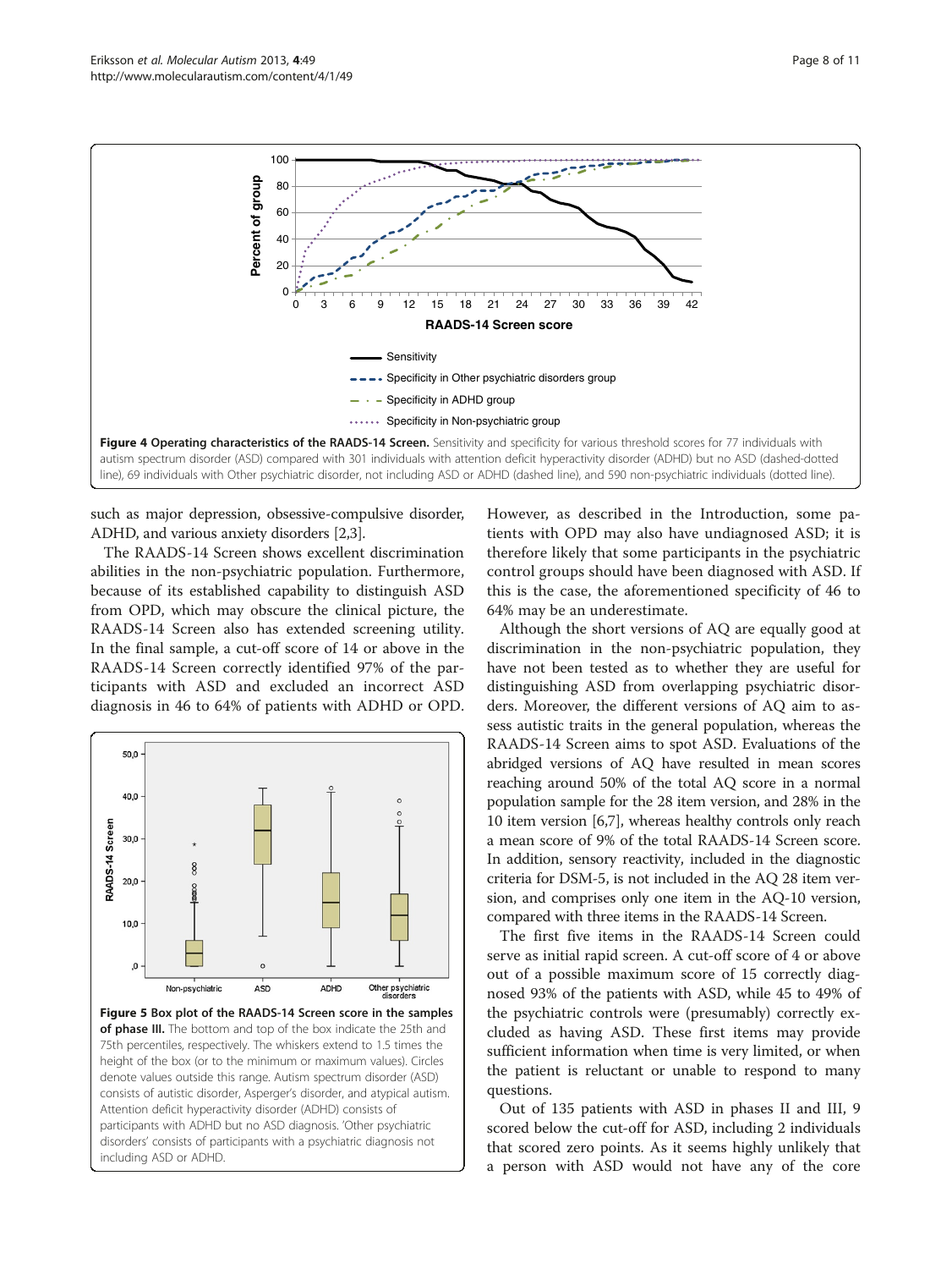Figure 4 Operating characteristics of the RAADS-14 Screen. Sensitivity and specificity for various threshold scores for 77 individuals with autism spectrum disorder (ASD) compared with 301 individuals with attention deficit hyperactivity disorder (ADHD) but no ASD (dashed-dotted line), 69 individuals with Other psychiatric disorder, not including ASD or ADHD (dashed line), and 590 non-psychiatric individuals (dotted line).

such as major depression, obsessive-compulsive disorder, ADHD, and various anxiety disorders [2,3].

The RAADS-14 Screen shows excellent discrimination abilities in the non-psychiatric population. Furthermore, because of its established capability to distinguish ASD from OPD, which may obscure the clinical picture, the RAADS-14 Screen also has extended screening utility. In the final sample, a cut-off score of 14 or above in the RAADS-14 Screen correctly identified 97% of the participants with ASD and excluded an incorrect ASD diagnosis in 46 to 64% of patients with ADHD or OPD.

Figure 5 Box plot of the RAADS-14 Screen score in the samples of phase III. The bottom and top of the box indicate the 25th and 75th percentiles, respectively. The whiskers extend to 1.5 times the height of the box (or to the minimum or maximum values). Circles denote values outside this range. Autism spectrum disorder (ASD) consists of autistic disorder, Asperger's disorder, and atypical autism. Attention deficit hyperactivity disorder (ADHD) consists of participants with ADHD but no ASD diagnosis. 'Other psychiatric disorders' consists of participants with a psychiatric diagnosis not including ASD or ADHD.

However, as described in the Introduction, some patients with OPD may also have undiagnosed ASD; it is therefore likely that some participants in the psychiatric control groups should have been diagnosed with ASD. If this is the case, the aforementioned specificity of 46 to 64% may be an underestimate.

Although the short versions of AQ are equally good at discrimination in the non-psychiatric population, they have not been tested as to whether they are useful for distinguishing ASD from overlapping psychiatric disorders. Moreover, the different versions of AQ aim to assess autistic traits in the general population, whereas the RAADS-14 Screen aims to spot ASD. Evaluations of the abridged versions of AQ have resulted in mean scores reaching around 50% of the total AQ score in a normal population sample for the 28 item version, and 28% in the 10 item version [6,7], whereas healthy controls only reach a mean score of 9% of the total RAADS-14 Screen score. In addition, sensory reactivity, included in the diagnostic criteria for DSM-5, is not included in the AQ 28 item version, and comprises only one item in the AQ-10 version, compared with three items in the RAADS-14 Screen.

The first five items in the RAADS-14 Screen could serve as initial rapid screen. A cut-off score of 4 or above out of a possible maximum score of 15 correctly diagnosed 93% of the patients with ASD, while 45 to 49% of the psychiatric controls were (presumably) correctly excluded as having ASD. These first items may provide sufficient information when time is very limited, or when the patient is reluctant or unable to respond to many questions.

Out of 135 patients with ASD in phases II and III, 9 scored below the cut-off for ASD, including 2 individuals that scored zero points. As it seems highly unlikely that a person with ASD would not have any of the core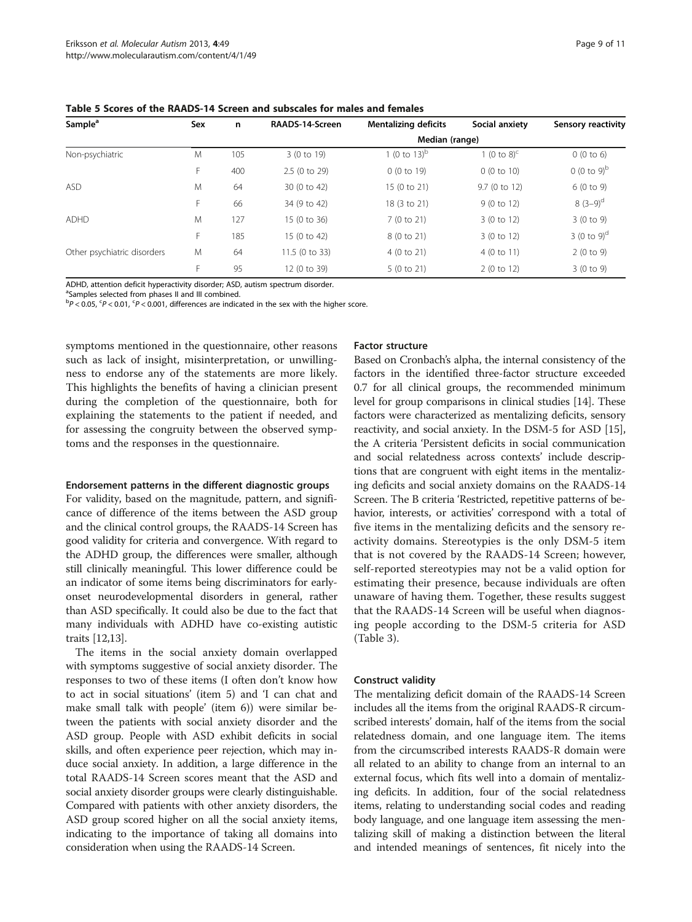**Table 5 Scores of the RAADS-14 Screen and subscales for males and females**

| Sample[a] | Sex | n | RAADS-14-Screen | Mentalizing deficits | Social anxiety | Sensory reactivity |
|---|---|---|---|---|---|---|
| | | | Median (range) | | | |
| Non-psychiatric | M | 105 | 3 (0 to 19) | 1 (0 to 13)[b] | 1 (0 to 8)[c] | 0 (0 to 6) |
| | F | 400 | 2.5 (0 to 29) | 0 (0 to 19) | 0 (0 to 10) | 0 (0 to 9)[b] |
| ASD | M | 64 | 30 (0 to 42) | 15 (0 to 21) | 9.7 (0 to 12) | 6 (0 to 9) |
| | F | 66 | 34 (9 to 42) | 18 (3 to 21) | 9 (0 to 12) | 8 (3–9)[d] |
| ADHD | M | 127 | 15 (0 to 36) | 7 (0 to 21) | 3 (0 to 12) | 3 (0 to 9) |
| | F | 185 | 15 (0 to 42) | 8 (0 to 21) | 3 (0 to 12) | 3 (0 to 9)[d] |
| Other psychiatric disorders | M | 64 | 11.5 (0 to 33) | 4 (0 to 21) | 4 (0 to 11) | 2 (0 to 9) |
| | F | 95 | 12 (0 to 39) | 5 (0 to 21) | 2 (0 to 12) | 3 (0 to 9) |

ADHD, attention deficit hyperactivity disorder; ASD, autism spectrum disorder.
[a]Samples selected from phases II and III combined.
[b]$P < 0.05$, [c]$P < 0.01$, [c]$P < 0.001$, differences are indicated in the sex with the higher score.

symptoms mentioned in the questionnaire, other reasons such as lack of insight, misinterpretation, or unwillingness to endorse any of the statements are more likely. This highlights the benefits of having a clinician present during the completion of the questionnaire, both for explaining the statements to the patient if needed, and for assessing the congruity between the observed symptoms and the responses in the questionnaire.

#### Endorsement patterns in the different diagnostic groups

For validity, based on the magnitude, pattern, and significance of difference of the items between the ASD group and the clinical control groups, the RAADS-14 Screen has good validity for criteria and convergence. With regard to the ADHD group, the differences were smaller, although still clinically meaningful. This lower difference could be an indicator of some items being discriminators for early-onset neurodevelopmental disorders in general, rather than ASD specifically. It could also be due to the fact that many individuals with ADHD have co-existing autistic traits [12,13].

The items in the social anxiety domain overlapped with symptoms suggestive of social anxiety disorder. The responses to two of these items (I often don't know how to act in social situations' (item 5) and 'I can chat and make small talk with people' (item 6)) were similar between the patients with social anxiety disorder and the ASD group. People with ASD exhibit deficits in social skills, and often experience peer rejection, which may induce social anxiety. In addition, a large difference in the total RAADS-14 Screen scores meant that the ASD and social anxiety disorder groups were clearly distinguishable. Compared with patients with other anxiety disorders, the ASD group scored higher on all the social anxiety items, indicating to the importance of taking all domains into consideration when using the RAADS-14 Screen.

#### Factor structure

Based on Cronbach's alpha, the internal consistency of the factors in the identified three-factor structure exceeded 0.7 for all clinical groups, the recommended minimum level for group comparisons in clinical studies [14]. These factors were characterized as mentalizing deficits, sensory reactivity, and social anxiety. In the DSM-5 for ASD [15], the A criteria 'Persistent deficits in social communication and social relatedness across contexts' include descriptions that are congruent with eight items in the mentalizing deficits and social anxiety domains on the RAADS-14 Screen. The B criteria 'Restricted, repetitive patterns of behavior, interests, or activities' correspond with a total of five items in the mentalizing deficits and the sensory reactivity domains. Stereotypies is the only DSM-5 item that is not covered by the RAADS-14 Screen; however, self-reported stereotypies may not be a valid option for estimating their presence, because individuals are often unaware of having them. Together, these results suggest that the RAADS-14 Screen will be useful when diagnosing people according to the DSM-5 criteria for ASD (Table 3).

#### Construct validity

The mentalizing deficit domain of the RAADS-14 Screen includes all the items from the original RAADS-R circumscribed interests' domain, half of the items from the social relatedness domain, and one language item. The items from the circumscribed interests RAADS-R domain were all related to an ability to change from an internal to an external focus, which fits well into a domain of mentalizing deficits. In addition, four of the social relatedness items, relating to understanding social codes and reading body language, and one language item assessing the mentalizing skill of making a distinction between the literal and intended meanings of sentences, fit nicely into the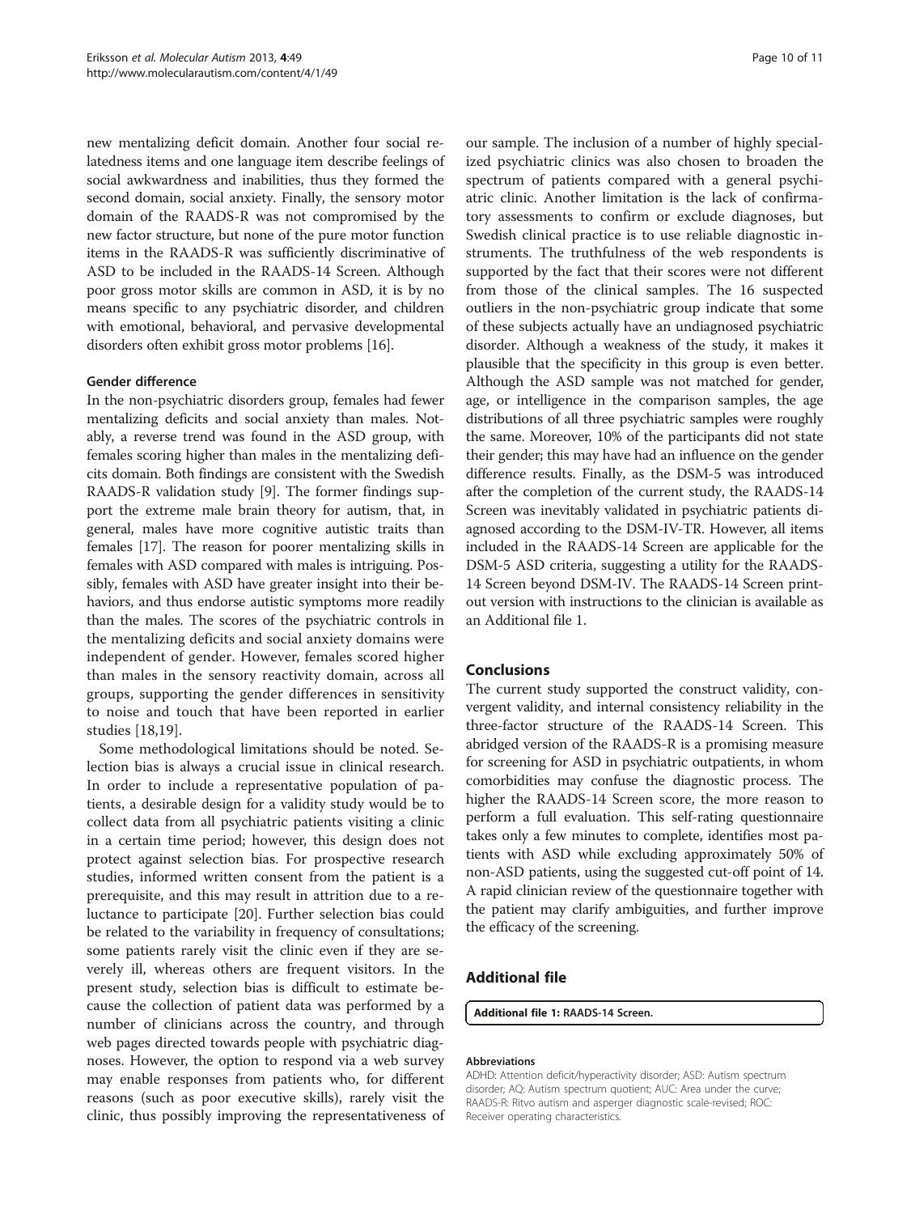new mentalizing deficit domain. Another four social relatedness items and one language item describe feelings of social awkwardness and inabilities, thus they formed the second domain, social anxiety. Finally, the sensory motor domain of the RAADS-R was not compromised by the new factor structure, but none of the pure motor function items in the RAADS-R was sufficiently discriminative of ASD to be included in the RAADS-14 Screen. Although poor gross motor skills are common in ASD, it is by no means specific to any psychiatric disorder, and children with emotional, behavioral, and pervasive developmental disorders often exhibit gross motor problems [16].

### Gender difference

In the non-psychiatric disorders group, females had fewer mentalizing deficits and social anxiety than males. Notably, a reverse trend was found in the ASD group, with females scoring higher than males in the mentalizing deficits domain. Both findings are consistent with the Swedish RAADS-R validation study [9]. The former findings support the extreme male brain theory for autism, that, in general, males have more cognitive autistic traits than females [17]. The reason for poorer mentalizing skills in females with ASD compared with males is intriguing. Possibly, females with ASD have greater insight into their behaviors, and thus endorse autistic symptoms more readily than the males. The scores of the psychiatric controls in the mentalizing deficits and social anxiety domains were independent of gender. However, females scored higher than males in the sensory reactivity domain, across all groups, supporting the gender differences in sensitivity to noise and touch that have been reported in earlier studies [18,19].

Some methodological limitations should be noted. Selection bias is always a crucial issue in clinical research. In order to include a representative population of patients, a desirable design for a validity study would be to collect data from all psychiatric patients visiting a clinic in a certain time period; however, this design does not protect against selection bias. For prospective research studies, informed written consent from the patient is a prerequisite, and this may result in attrition due to a reluctance to participate [20]. Further selection bias could be related to the variability in frequency of consultations; some patients rarely visit the clinic even if they are severely ill, whereas others are frequent visitors. In the present study, selection bias is difficult to estimate because the collection of patient data was performed by a number of clinicians across the country, and through web pages directed towards people with psychiatric diagnoses. However, the option to respond via a web survey may enable responses from patients who, for different reasons (such as poor executive skills), rarely visit the clinic, thus possibly improving the representativeness of our sample. The inclusion of a number of highly specialized psychiatric clinics was also chosen to broaden the spectrum of patients compared with a general psychiatric clinic. Another limitation is the lack of confirmatory assessments to confirm or exclude diagnoses, but Swedish clinical practice is to use reliable diagnostic instruments. The truthfulness of the web respondents is supported by the fact that their scores were not different from those of the clinical samples. The 16 suspected outliers in the non-psychiatric group indicate that some of these subjects actually have an undiagnosed psychiatric disorder. Although a weakness of the study, it makes it plausible that the specificity in this group is even better. Although the ASD sample was not matched for gender, age, or intelligence in the comparison samples, the age distributions of all three psychiatric samples were roughly the same. Moreover, 10% of the participants did not state their gender; this may have had an influence on the gender difference results. Finally, as the DSM-5 was introduced after the completion of the current study, the RAADS-14 Screen was inevitably validated in psychiatric patients diagnosed according to the DSM-IV-TR. However, all items included in the RAADS-14 Screen are applicable for the DSM-5 ASD criteria, suggesting a utility for the RAADS-14 Screen beyond DSM-IV. The RAADS-14 Screen printout version with instructions to the clinician is available as an Additional file 1.

## Conclusions

The current study supported the construct validity, convergent validity, and internal consistency reliability in the three-factor structure of the RAADS-14 Screen. This abridged version of the RAADS-R is a promising measure for screening for ASD in psychiatric outpatients, in whom comorbidities may confuse the diagnostic process. The higher the RAADS-14 Screen score, the more reason to perform a full evaluation. This self-rating questionnaire takes only a few minutes to complete, identifies most patients with ASD while excluding approximately 50% of non-ASD patients, using the suggested cut-off point of 14. A rapid clinician review of the questionnaire together with the patient may clarify ambiguities, and further improve the efficacy of the screening.

## Additional file

**Additional file 1: RAADS-14 Screen.**

#### Abbreviations

ADHD: Attention deficit/hyperactivity disorder; ASD: Autism spectrum disorder; AQ: Autism spectrum quotient; AUC: Area under the curve; RAADS-R: Ritvo autism and asperger diagnostic scale-revised; ROC: Receiver operating characteristics.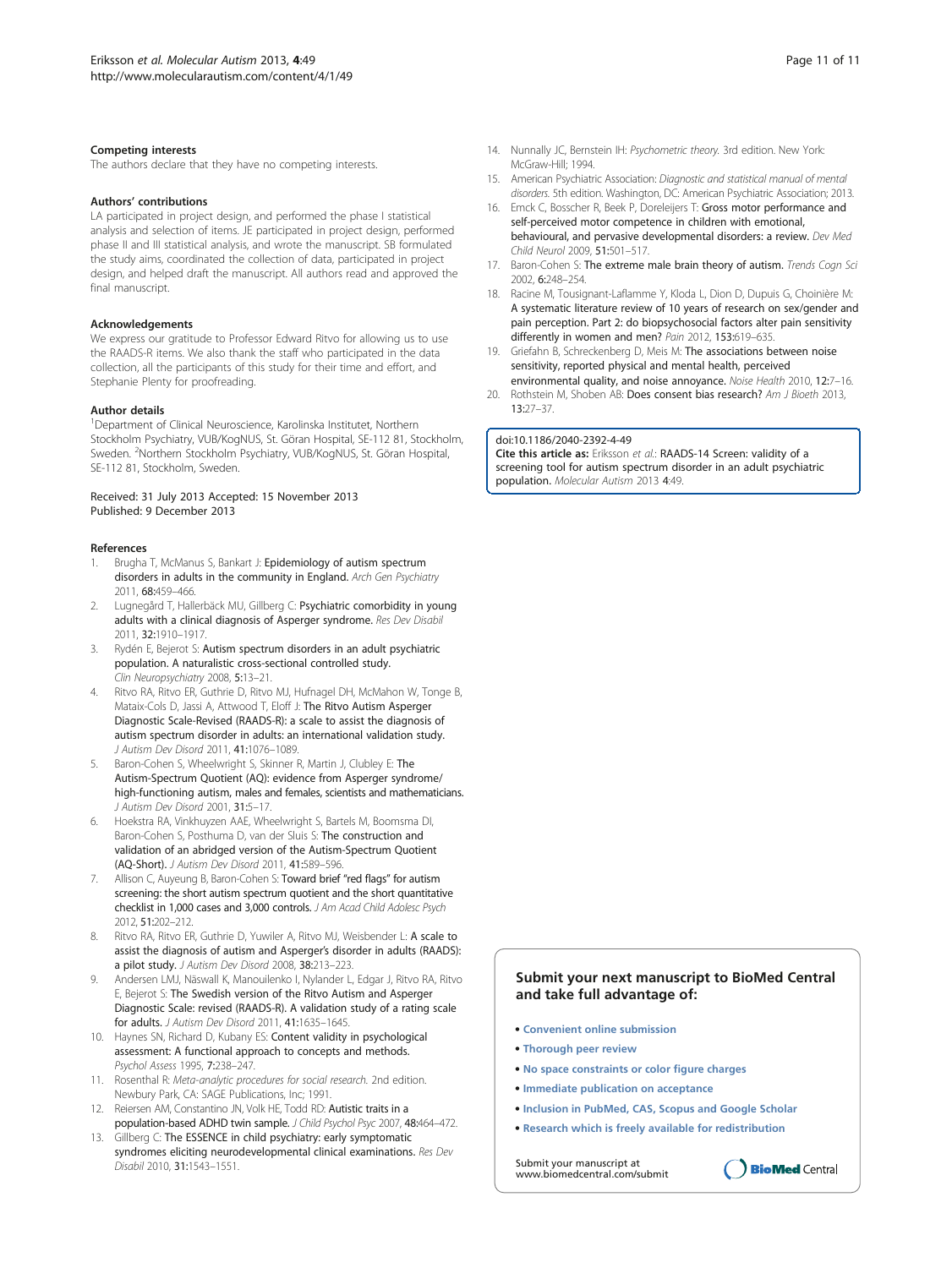### Competing interests

The authors declare that they have no competing interests.

### Authors' contributions

LA participated in project design, and performed the phase I statistical analysis and selection of items. JE participated in project design, performed phase II and III statistical analysis, and wrote the manuscript. SB formulated the study aims, coordinated the collection of data, participated in project design, and helped draft the manuscript. All authors read and approved the final manuscript.

### Acknowledgements

We express our gratitude to Professor Edward Ritvo for allowing us to use the RAADS-R items. We also thank the staff who participated in the data collection, all the participants of this study for their time and effort, and Stephanie Plenty for proofreading.

### Author details

[1]Department of Clinical Neuroscience, Karolinska Institutet, Northern Stockholm Psychiatry, VUB/KogNUS, St. Göran Hospital, SE-112 81, Stockholm, Sweden. [2]Northern Stockholm Psychiatry, VUB/KogNUS, St. Göran Hospital, SE-112 81, Stockholm, Sweden.

Received: 31 July 2013 Accepted: 15 November 2013
Published: 9 December 2013

### References

1. Brugha T, McManus S, Bankart J: **Epidemiology of autism spectrum disorders in adults in the community in England.** *Arch Gen Psychiatry* 2011, **68:**459–466.
2. Lugnegård T, Hallerbäck MU, Gillberg C: **Psychiatric comorbidity in young adults with a clinical diagnosis of Asperger syndrome.** *Res Dev Disabil* 2011, **32:**1910–1917.
3. Rydén E, Bejerot S: **Autism spectrum disorders in an adult psychiatric population. A naturalistic cross-sectional controlled study.** *Clin Neuropsychiatry* 2008, **5:**13–21.
4. Ritvo RA, Ritvo ER, Guthrie D, Ritvo MJ, Hufnagel DH, McMahon W, Tonge B, Mataix-Cols D, Jassi A, Attwood T, Eloff J: **The Ritvo Autism Asperger Diagnostic Scale-Revised (RAADS-R): a scale to assist the diagnosis of autism spectrum disorder in adults: an international validation study.** *J Autism Dev Disord* 2011, **41:**1076–1089.
5. Baron-Cohen S, Wheelwright S, Skinner R, Martin J, Clubley E: **The Autism-Spectrum Quotient (AQ): evidence from Asperger syndrome/high-functioning autism, males and females, scientists and mathematicians.** *J Autism Dev Disord* 2001, **31:**5–17.
6. Hoekstra RA, Vinkhuyzen AAE, Wheelwright S, Bartels M, Boomsma DI, Baron-Cohen S, Posthuma D, van der Sluis S: **The construction and validation of an abridged version of the Autism-Spectrum Quotient (AQ-Short).** *J Autism Dev Disord* 2011, **41:**589–596.
7. Allison C, Auyeung B, Baron-Cohen S: **Toward brief "red flags" for autism screening: the short autism spectrum quotient and the short quantitative checklist in 1,000 cases and 3,000 controls.** *J Am Acad Child Adolesc Psych* 2012, **51:**202–212.
8. Ritvo RA, Ritvo ER, Guthrie D, Yuwiler A, Ritvo MJ, Weisbender L: **A scale to assist the diagnosis of autism and Asperger's disorder in adults (RAADS): a pilot study.** *J Autism Dev Disord* 2008, **38:**213–223.
9. Andersen LMJ, Näswall K, Manouilenko I, Nylander L, Edgar J, Ritvo RA, Ritvo E, Bejerot S: **The Swedish version of the Ritvo Autism and Asperger Diagnostic Scale: revised (RAADS-R). A validation study of a rating scale for adults.** *J Autism Dev Disord* 2011, **41:**1635–1645.
10. Haynes SN, Richard D, Kubany ES: **Content validity in psychological assessment: A functional approach to concepts and methods.** *Psychol Assess* 1995, **7:**238–247.
11. Rosenthal R: *Meta-analytic procedures for social research.* 2nd edition. Newbury Park, CA: SAGE Publications, Inc; 1991.
12. Reiersen AM, Constantino JN, Volk HE, Todd RD: **Autistic traits in a population-based ADHD twin sample.** *J Child Psychol Psyc* 2007, **48:**464–472.
13. Gillberg C: **The ESSENCE in child psychiatry: early symptomatic syndromes eliciting neurodevelopmental clinical examinations.** *Res Dev Disabil* 2010, **31:**1543–1551.
14. Nunnally JC, Bernstein IH: *Psychometric theory.* 3rd edition. New York: McGraw-Hill; 1994.
15. American Psychiatric Association: *Diagnostic and statistical manual of mental disorders.* 5th edition. Washington, DC: American Psychiatric Association; 2013.
16. Emck C, Bosscher R, Beek P, Doreleijers T: **Gross motor performance and self-perceived motor competence in children with emotional, behavioural, and pervasive developmental disorders: a review.** *Dev Med Child Neurol* 2009, **51:**501–517.
17. Baron-Cohen S: **The extreme male brain theory of autism.** *Trends Cogn Sci* 2002, **6:**248–254.
18. Racine M, Tousignant-Laflamme Y, Kloda L, Dion D, Dupuis G, Choinière M: **A systematic literature review of 10 years of research on sex/gender and pain perception. Part 2: do biopsychosocial factors alter pain sensitivity differently in women and men?** *Pain* 2012, **153:**619–635.
19. Griefahn B, Schreckenberg D, Meis M: **The associations between noise sensitivity, reported physical and mental health, perceived environmental quality, and noise annoyance.** *Noise Health* 2010, **12:**7–16.
20. Rothstein M, Shoben AB: **Does consent bias research?** *Am J Bioeth* 2013, **13:**27–37.

doi:10.1186/2040-2392-4-49
**Cite this article as:** Eriksson *et al.*: RAADS-14 Screen: validity of a screening tool for autism spectrum disorder in an adult psychiatric population. *Molecular Autism* 2013 **4**:49.

**Submit your next manuscript to BioMed Central and take full advantage of:**

- **Convenient online submission**
- **Thorough peer review**
- **No space constraints or color figure charges**
- **Immediate publication on acceptance**
- **Inclusion in PubMed, CAS, Scopus and Google Scholar**
- **Research which is freely available for redistribution**

Submit your manuscript at
www.biomedcentral.com/submit

BioMed Central